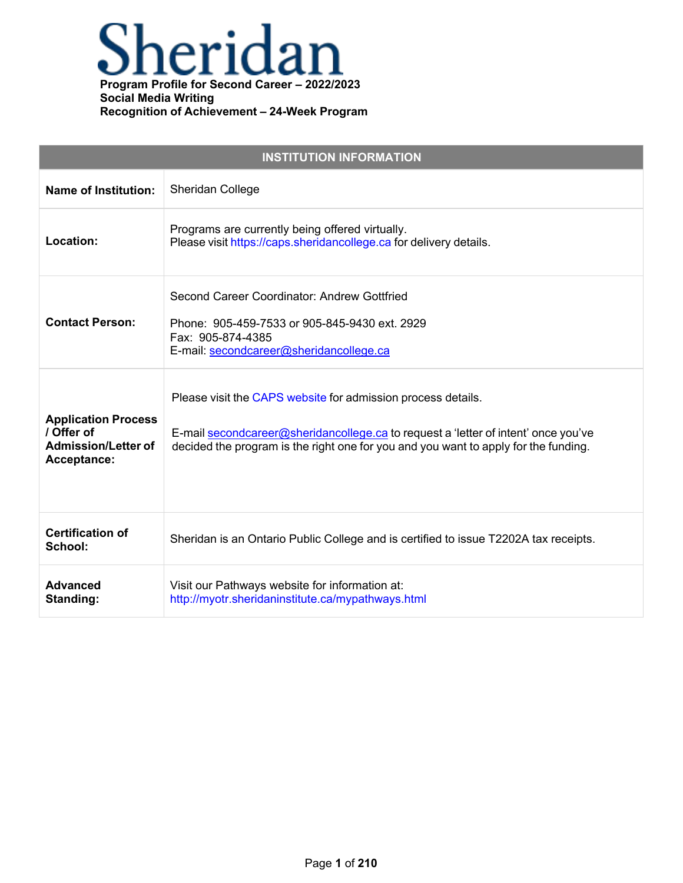# Sheridan

**Program Profile for Second Career – 2022/2023**
**Social Media Writing**
**Recognition of Achievement – 24-Week Program**

| INSTITUTION INFORMATION | |
|---|---|
| **Name of Institution:** | Sheridan College |
| **Location:** | Programs are currently being offered virtually.<br>Please visit https://caps.sheridancollege.ca for delivery details. |
| **Contact Person:** | Second Career Coordinator: Andrew Gottfried<br><br>Phone: 905-459-7533 or 905-845-9430 ext. 2929<br>Fax: 905-874-4385<br>E-mail: secondcareer@sheridancollege.ca |
| **Application Process / Offer of Admission/Letter of Acceptance:** | Please visit the CAPS website for admission process details.<br><br>E-mail secondcareer@sheridancollege.ca to request a 'letter of intent' once you've decided the program is the right one for you and you want to apply for the funding. |
| **Certification of School:** | Sheridan is an Ontario Public College and is certified to issue T2202A tax receipts. |
| **Advanced Standing:** | Visit our Pathways website for information at:<br>http://myotr.sheridaninstitute.ca/mypathways.html |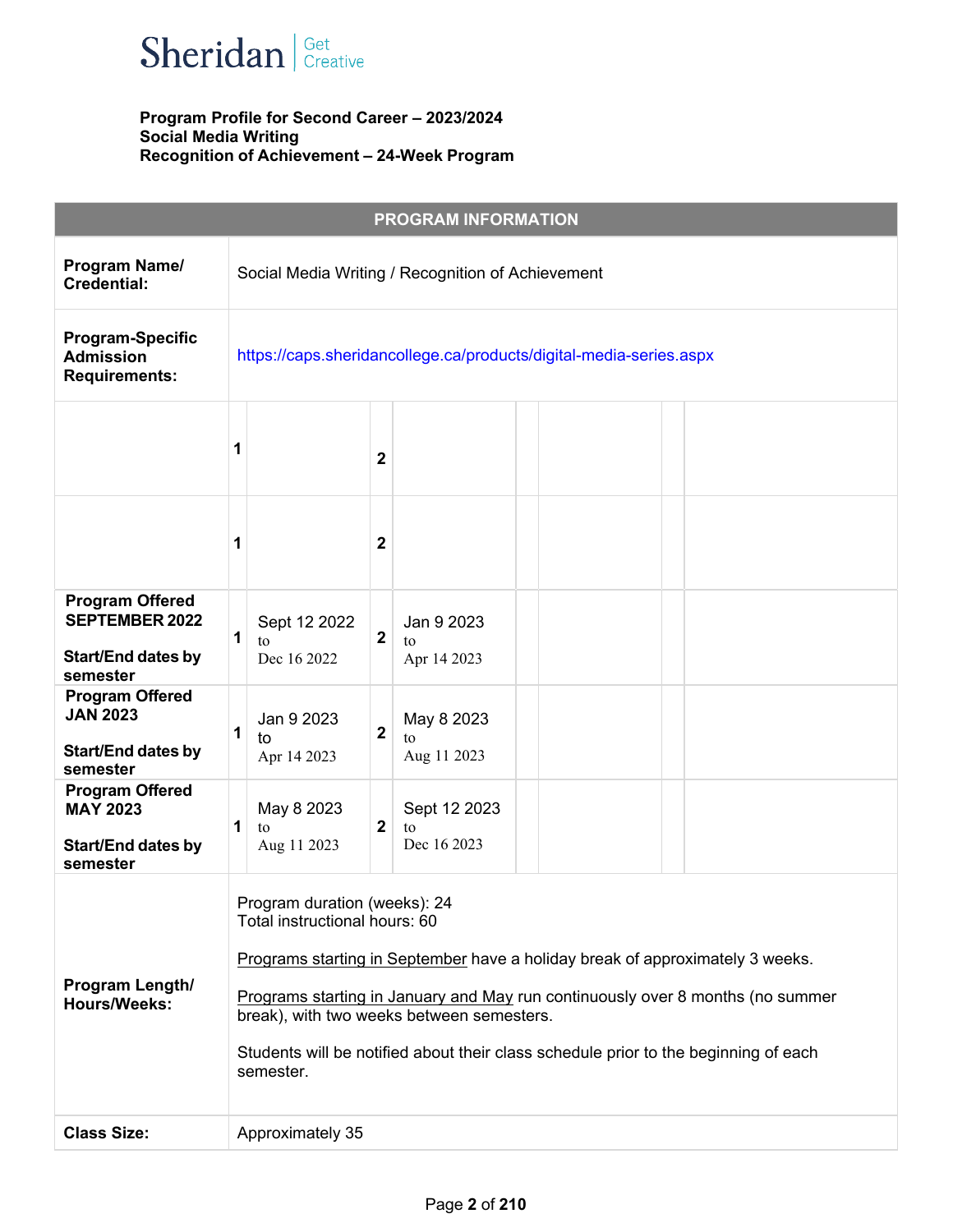**Program Profile for Second Career – 2023/2024**
**Social Media Writing**
**Recognition of Achievement – 24-Week Program**

| PROGRAM INFORMATION | | | | |
|---|---|---|---|---|
| **Program Name/ Credential:** | Social Media Writing / Recognition of Achievement | | | |
| **Program-Specific Admission Requirements:** | https://caps.sheridancollege.ca/products/digital-media-series.aspx | | | |
| | **1** | | **2** | |
| | **1** | | **2** | |
| **Program Offered SEPTEMBER 2022**<br><br>**Start/End dates by semester** | **1** | Sept 12 2022 to Dec 16 2022 | **2** | Jan 9 2023 to Apr 14 2023 |
| **Program Offered JAN 2023**<br><br>**Start/End dates by semester** | **1** | Jan 9 2023 to Apr 14 2023 | **2** | May 8 2023 to Aug 11 2023 |
| **Program Offered MAY 2023**<br><br>**Start/End dates by semester** | **1** | May 8 2023 to Aug 11 2023 | **2** | Sept 12 2023 to Dec 16 2023 |
| **Program Length/ Hours/Weeks:** | Program duration (weeks): 24<br>Total instructional hours: 60<br><br>Programs starting in September have a holiday break of approximately 3 weeks.<br><br>Programs starting in January and May run continuously over 8 months (no summer break), with two weeks between semesters.<br><br>Students will be notified about their class schedule prior to the beginning of each semester. | | | |
| **Class Size:** | Approximately 35 | | | |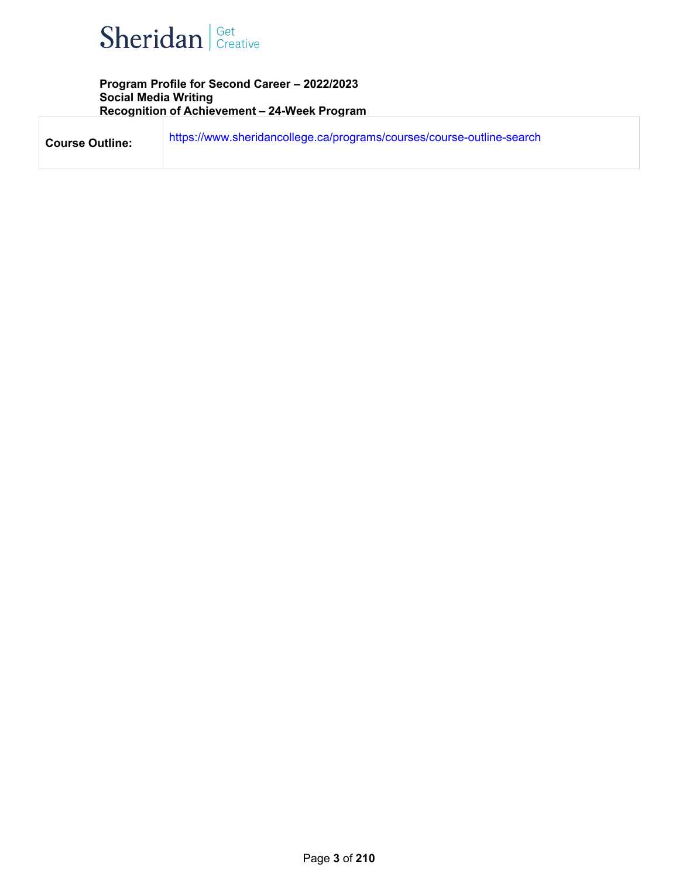**Program Profile for Second Career – 2022/2023**
**Social Media Writing**
**Recognition of Achievement – 24-Week Program**

| **Course Outline:** | https://www.sheridancollege.ca/programs/courses/course-outline-search |
|---|---|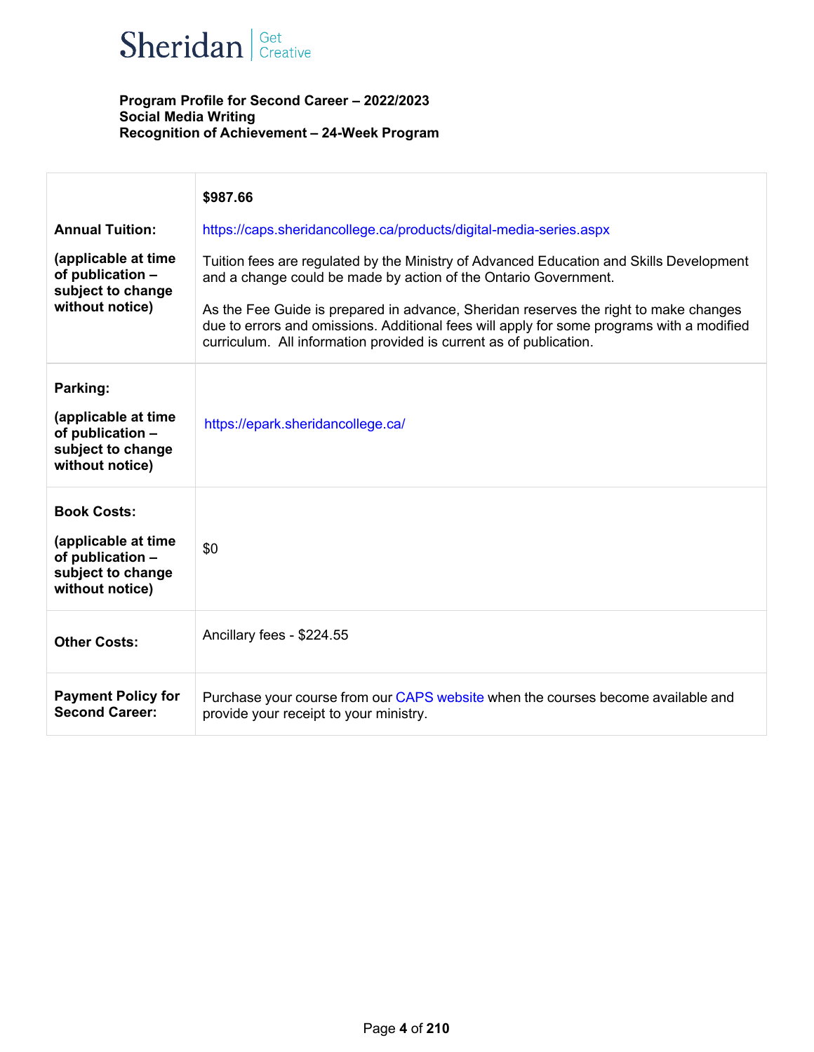Sheridan | Get Creative

**Program Profile for Second Career – 2022/2023**
**Social Media Writing**
**Recognition of Achievement – 24-Week Program**

| | |
|---|---|
| **Annual Tuition:**<br><br>**(applicable at time of publication – subject to change without notice)** | **$987.66**<br><br>https://caps.sheridancollege.ca/products/digital-media-series.aspx<br><br>Tuition fees are regulated by the Ministry of Advanced Education and Skills Development and a change could be made by action of the Ontario Government.<br><br>As the Fee Guide is prepared in advance, Sheridan reserves the right to make changes due to errors and omissions. Additional fees will apply for some programs with a modified curriculum. All information provided is current as of publication. |
| **Parking:**<br><br>**(applicable at time of publication – subject to change without notice)** | https://epark.sheridancollege.ca/ |
| **Book Costs:**<br><br>**(applicable at time of publication – subject to change without notice)** | $0 |
| **Other Costs:** | Ancillary fees - $224.55 |
| **Payment Policy for Second Career:** | Purchase your course from our CAPS website when the courses become available and provide your receipt to your ministry. |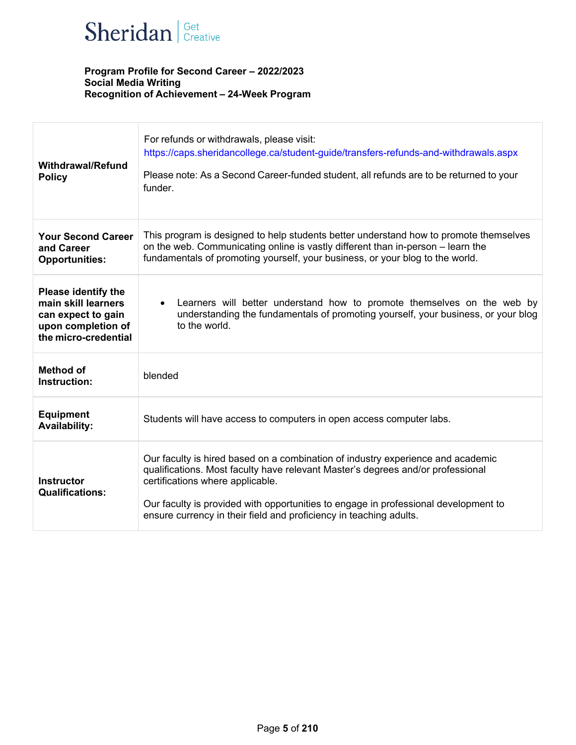Sheridan | Get Creative

**Program Profile for Second Career – 2022/2023**
**Social Media Writing**
**Recognition of Achievement – 24-Week Program**

| | |
|---|---|
| **Withdrawal/Refund Policy** | For refunds or withdrawals, please visit: https://caps.sheridancollege.ca/student-guide/transfers-refunds-and-withdrawals.aspx<br><br>Please note: As a Second Career-funded student, all refunds are to be returned to your funder. |
| **Your Second Career and Career Opportunities:** | This program is designed to help students better understand how to promote themselves on the web. Communicating online is vastly different than in-person – learn the fundamentals of promoting yourself, your business, or your blog to the world. |
| **Please identify the main skill learners can expect to gain upon completion of the micro-credential** | • Learners will better understand how to promote themselves on the web by understanding the fundamentals of promoting yourself, your business, or your blog to the world. |
| **Method of Instruction:** | blended |
| **Equipment Availability:** | Students will have access to computers in open access computer labs. |
| **Instructor Qualifications:** | Our faculty is hired based on a combination of industry experience and academic qualifications. Most faculty have relevant Master's degrees and/or professional certifications where applicable.<br><br>Our faculty is provided with opportunities to engage in professional development to ensure currency in their field and proficiency in teaching adults. |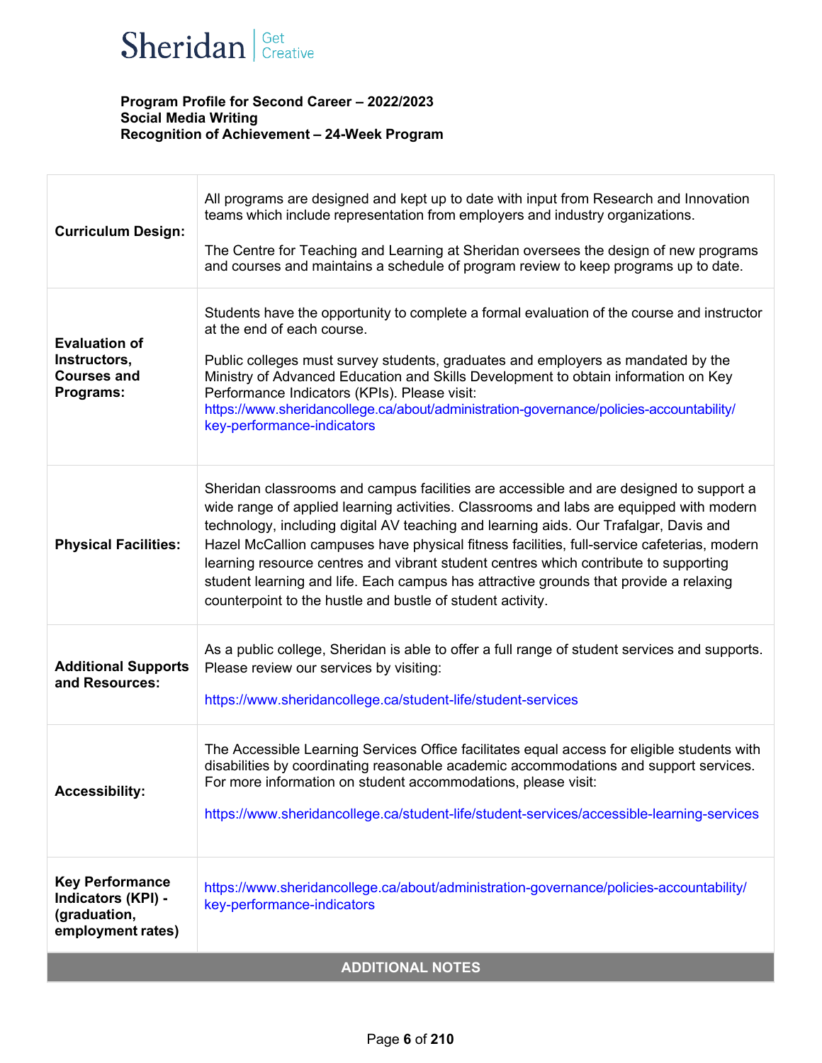**Program Profile for Second Career – 2022/2023**
**Social Media Writing**
**Recognition of Achievement – 24-Week Program**

| | |
|---|---|
| **Curriculum Design:** | All programs are designed and kept up to date with input from Research and Innovation teams which include representation from employers and industry organizations.<br><br>The Centre for Teaching and Learning at Sheridan oversees the design of new programs and courses and maintains a schedule of program review to keep programs up to date. |
| **Evaluation of Instructors, Courses and Programs:** | Students have the opportunity to complete a formal evaluation of the course and instructor at the end of each course.<br><br>Public colleges must survey students, graduates and employers as mandated by the Ministry of Advanced Education and Skills Development to obtain information on Key Performance Indicators (KPIs). Please visit: https://www.sheridancollege.ca/about/administration-governance/policies-accountability/key-performance-indicators |
| **Physical Facilities:** | Sheridan classrooms and campus facilities are accessible and are designed to support a wide range of applied learning activities. Classrooms and labs are equipped with modern technology, including digital AV teaching and learning aids. Our Trafalgar, Davis and Hazel McCallion campuses have physical fitness facilities, full-service cafeterias, modern learning resource centres and vibrant student centres which contribute to supporting student learning and life. Each campus has attractive grounds that provide a relaxing counterpoint to the hustle and bustle of student activity. |
| **Additional Supports and Resources:** | As a public college, Sheridan is able to offer a full range of student services and supports. Please review our services by visiting:<br><br>https://www.sheridancollege.ca/student-life/student-services |
| **Accessibility:** | The Accessible Learning Services Office facilitates equal access for eligible students with disabilities by coordinating reasonable academic accommodations and support services. For more information on student accommodations, please visit:<br><br>https://www.sheridancollege.ca/student-life/student-services/accessible-learning-services |
| **Key Performance Indicators (KPI) - (graduation, employment rates)** | https://www.sheridancollege.ca/about/administration-governance/policies-accountability/key-performance-indicators |

**ADDITIONAL NOTES**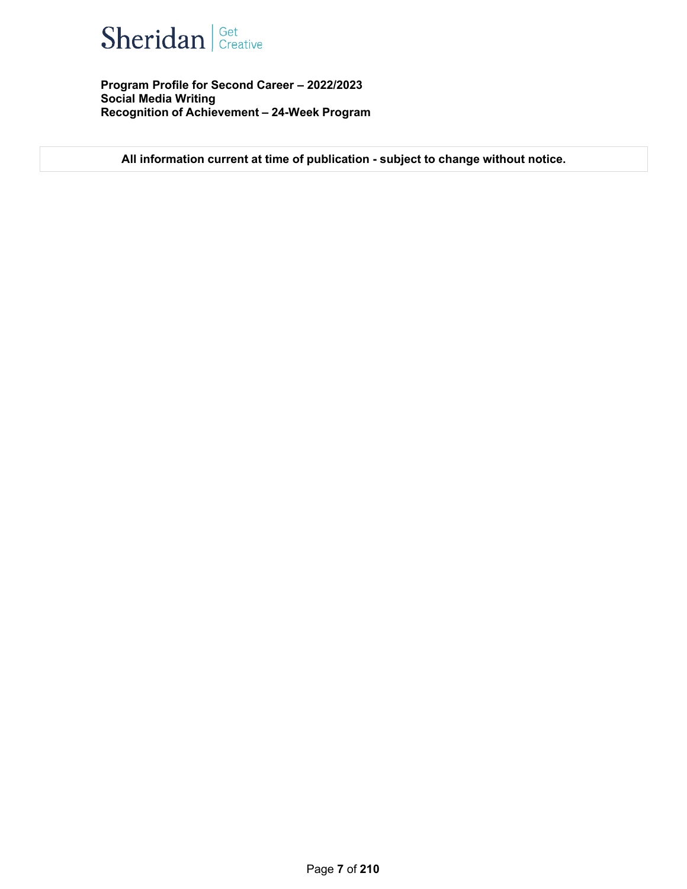**Program Profile for Second Career – 2022/2023**
**Social Media Writing**
**Recognition of Achievement – 24-Week Program**

**All information current at time of publication - subject to change without notice.**